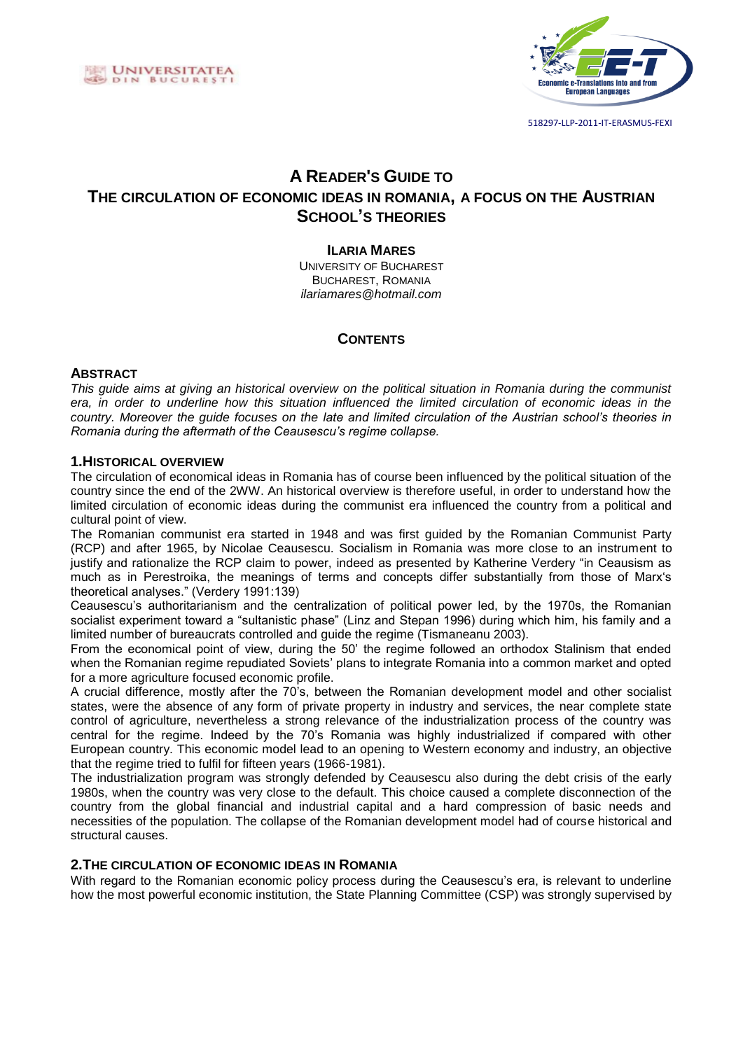# A Reader's Guide to The circulation of economic ideas in Romania, a focus on the Austrian School's theories

**Ilaria Mares**
University of Bucharest
Bucharest, Romania
*ilariamares@hotmail.com*

## Contents

### Abstract

*This guide aims at giving an historical overview on the political situation in Romania during the communist era, in order to underline how this situation influenced the limited circulation of economic ideas in the country. Moreover the guide focuses on the late and limited circulation of the Austrian school's theories in Romania during the aftermath of the Ceausescu's regime collapse.*

### 1.Historical overview

The circulation of economical ideas in Romania has of course been influenced by the political situation of the country since the end of the 2WW. An historical overview is therefore useful, in order to understand how the limited circulation of economic ideas during the communist era influenced the country from a political and cultural point of view.

The Romanian communist era started in 1948 and was first guided by the Romanian Communist Party (RCP) and after 1965, by Nicolae Ceausescu. Socialism in Romania was more close to an instrument to justify and rationalize the RCP claim to power, indeed as presented by Katherine Verdery "in Ceausism as much as in Perestroika, the meanings of terms and concepts differ substantially from those of Marx's theoretical analyses." (Verdery 1991:139)

Ceausescu's authoritarianism and the centralization of political power led, by the 1970s, the Romanian socialist experiment toward a "sultanistic phase" (Linz and Stepan 1996) during which him, his family and a limited number of bureaucrats controlled and guide the regime (Tismaneanu 2003).

From the economical point of view, during the 50' the regime followed an orthodox Stalinism that ended when the Romanian regime repudiated Soviets' plans to integrate Romania into a common market and opted for a more agriculture focused economic profile.

A crucial difference, mostly after the 70's, between the Romanian development model and other socialist states, were the absence of any form of private property in industry and services, the near complete state control of agriculture, nevertheless a strong relevance of the industrialization process of the country was central for the regime. Indeed by the 70's Romania was highly industrialized if compared with other European country. This economic model lead to an opening to Western economy and industry, an objective that the regime tried to fulfil for fifteen years (1966-1981).

The industrialization program was strongly defended by Ceausescu also during the debt crisis of the early 1980s, when the country was very close to the default. This choice caused a complete disconnection of the country from the global financial and industrial capital and a hard compression of basic needs and necessities of the population. The collapse of the Romanian development model had of course historical and structural causes.

### 2.The circulation of economic ideas in Romania

With regard to the Romanian economic policy process during the Ceausescu's era, is relevant to underline how the most powerful economic institution, the State Planning Committee (CSP) was strongly supervised by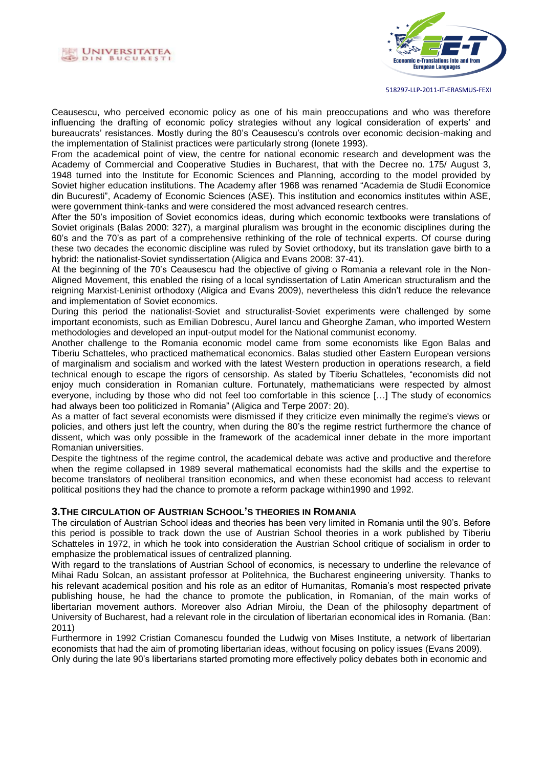Ceausescu, who perceived economic policy as one of his main preoccupations and who was therefore influencing the drafting of economic policy strategies without any logical consideration of experts' and bureaucrats' resistances. Mostly during the 80's Ceausescu's controls over economic decision-making and the implementation of Stalinist practices were particularly strong (Ionete 1993).

From the academical point of view, the centre for national economic research and development was the Academy of Commercial and Cooperative Studies in Bucharest, that with the Decree no. 175/ August 3, 1948 turned into the Institute for Economic Sciences and Planning, according to the model provided by Soviet higher education institutions. The Academy after 1968 was renamed "Academia de Studii Economice din Bucuresti", Academy of Economic Sciences (ASE). This institution and economics institutes within ASE, were government think-tanks and were considered the most advanced research centres.

After the 50's imposition of Soviet economics ideas, during which economic textbooks were translations of Soviet originals (Balas 2000: 327), a marginal pluralism was brought in the economic disciplines during the 60's and the 70's as part of a comprehensive rethinking of the role of technical experts. Of course during these two decades the economic discipline was ruled by Soviet orthodoxy, but its translation gave birth to a hybrid: the nationalist-Soviet syndissertation (Aligica and Evans 2008: 37-41).

At the beginning of the 70's Ceausescu had the objective of giving o Romania a relevant role in the Non-Aligned Movement, this enabled the rising of a local syndissertation of Latin American structuralism and the reigning Marxist-Leninist orthodoxy (Aligica and Evans 2009), nevertheless this didn't reduce the relevance and implementation of Soviet economics.

During this period the nationalist-Soviet and structuralist-Soviet experiments were challenged by some important economists, such as Emilian Dobrescu, Aurel Iancu and Gheorghe Zaman, who imported Western methodologies and developed an input-output model for the National communist economy.

Another challenge to the Romania economic model came from some economists like Egon Balas and Tiberiu Schatteles, who practiced mathematical economics. Balas studied other Eastern European versions of marginalism and socialism and worked with the latest Western production in operations research, a field technical enough to escape the rigors of censorship. As stated by Tiberiu Schatteles, "economists did not enjoy much consideration in Romanian culture. Fortunately, mathematicians were respected by almost everyone, including by those who did not feel too comfortable in this science […] The study of economics had always been too politicized in Romania" (Aligica and Terpe 2007: 20).

As a matter of fact several economists were dismissed if they criticize even minimally the regime's views or policies, and others just left the country, when during the 80's the regime restrict furthermore the chance of dissent, which was only possible in the framework of the academical inner debate in the more important Romanian universities.

Despite the tightness of the regime control, the academical debate was active and productive and therefore when the regime collapsed in 1989 several mathematical economists had the skills and the expertise to become translators of neoliberal transition economics, and when these economist had access to relevant political positions they had the chance to promote a reform package within1990 and 1992.

## 3.THE CIRCULATION OF AUSTRIAN SCHOOL'S THEORIES IN ROMANIA

The circulation of Austrian School ideas and theories has been very limited in Romania until the 90's. Before this period is possible to track down the use of Austrian School theories in a work published by Tiberiu Schatteles in 1972, in which he took into consideration the Austrian School critique of socialism in order to emphasize the problematical issues of centralized planning.

With regard to the translations of Austrian School of economics, is necessary to underline the relevance of Mihai Radu Solcan, an assistant professor at Politehnica, the Bucharest engineering university. Thanks to his relevant academical position and his role as an editor of Humanitas, Romania's most respected private publishing house, he had the chance to promote the publication, in Romanian, of the main works of libertarian movement authors. Moreover also Adrian Miroiu, the Dean of the philosophy department of University of Bucharest, had a relevant role in the circulation of libertarian economical ides in Romania. (Ban: 2011)

Furthermore in 1992 Cristian Comanescu founded the Ludwig von Mises Institute, a network of libertarian economists that had the aim of promoting libertarian ideas, without focusing on policy issues (Evans 2009).

Only during the late 90's libertarians started promoting more effectively policy debates both in economic and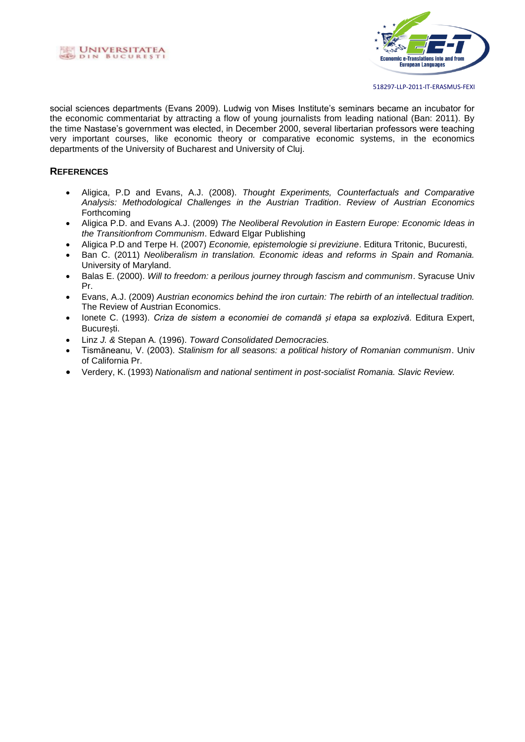social sciences departments (Evans 2009). Ludwig von Mises Institute's seminars became an incubator for the economic commentariat by attracting a flow of young journalists from leading national (Ban: 2011). By the time Nastase's government was elected, in December 2000, several libertarian professors were teaching very important courses, like economic theory or comparative economic systems, in the economics departments of the University of Bucharest and University of Cluj.

## REFERENCES

- Aligica, P.D and Evans, A.J. (2008). *Thought Experiments, Counterfactuals and Comparative Analysis: Methodological Challenges in the Austrian Tradition*. *Review of Austrian Economics* Forthcoming
- Aligica P.D. and Evans A.J. (2009) *The Neoliberal Revolution in Eastern Europe: Economic Ideas in the Transitionfrom Communism*. Edward Elgar Publishing
- Aligica P.D and Terpe H. (2007) *Economie, epistemologie si previziune*. Editura Tritonic, Bucuresti,
- Ban C. (2011) *Neoliberalism in translation. Economic ideas and reforms in Spain and Romania.* University of Maryland.
- Balas E. (2000). *Will to freedom: a perilous journey through fascism and communism*. Syracuse Univ Pr.
- Evans, A.J. (2009) *Austrian economics behind the iron curtain: The rebirth of an intellectual tradition.* The Review of Austrian Economics.
- Ionete C. (1993). *Criza de sistem a economiei de comandă și etapa sa explozivă.* Editura Expert, București.
- Linz *J. &* Stepan A*.* (1996). *Toward Consolidated Democracies.*
- Tismăneanu, V. (2003). *Stalinism for all seasons: a political history of Romanian communism*. Univ of California Pr.
- Verdery, K. (1993) *Nationalism and national sentiment in post-socialist Romania. Slavic Review.*